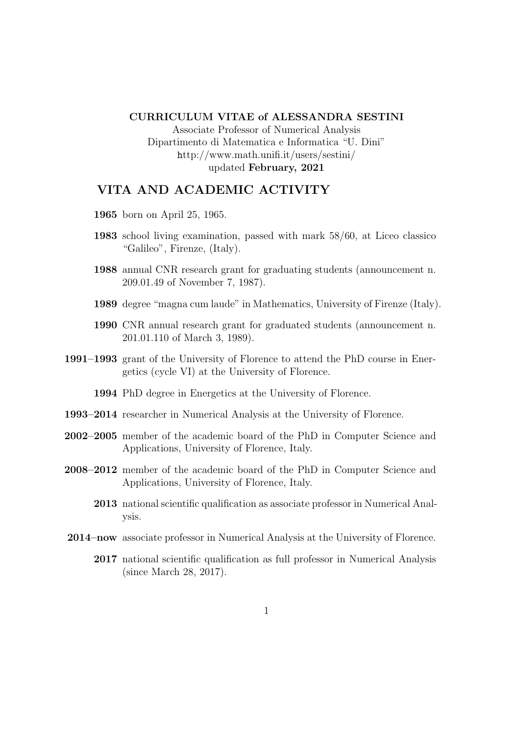**CURRICULUM VITAE of ALESSANDRA SESTINI**

Associate Professor of Numerical Analysis
Dipartimento di Matematica e Informatica "U. Dini"
http://www.math.unifi.it/users/sestini/
updated **February, 2021**

## VITA AND ACADEMIC ACTIVITY

**1965** born on April 25, 1965.

**1983** school living examination, passed with mark 58/60, at Liceo classico "Galileo", Firenze, (Italy).

**1988** annual CNR research grant for graduating students (announcement n. 209.01.49 of November 7, 1987).

**1989** degree "magna cum laude" in Mathematics, University of Firenze (Italy).

**1990** CNR annual research grant for graduated students (announcement n. 201.01.110 of March 3, 1989).

**1991–1993** grant of the University of Florence to attend the PhD course in Energetics (cycle VI) at the University of Florence.

**1994** PhD degree in Energetics at the University of Florence.

**1993–2014** researcher in Numerical Analysis at the University of Florence.

**2002–2005** member of the academic board of the PhD in Computer Science and Applications, University of Florence, Italy.

**2008–2012** member of the academic board of the PhD in Computer Science and Applications, University of Florence, Italy.

**2013** national scientific qualification as associate professor in Numerical Analysis.

**2014–now** associate professor in Numerical Analysis at the University of Florence.

**2017** national scientific qualification as full professor in Numerical Analysis (since March 28, 2017).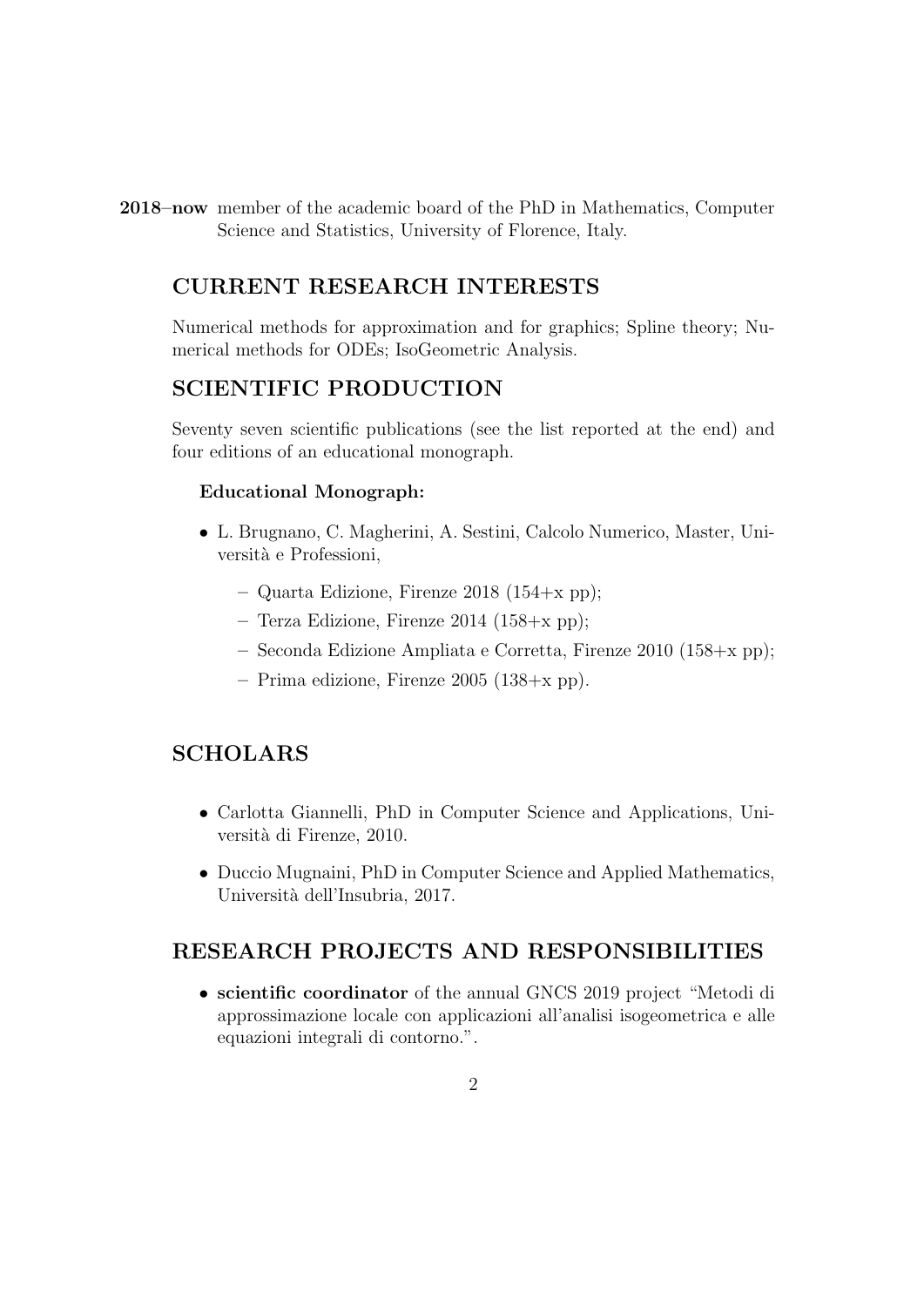**2018–now** member of the academic board of the PhD in Mathematics, Computer Science and Statistics, University of Florence, Italy.

## CURRENT RESEARCH INTERESTS

Numerical methods for approximation and for graphics; Spline theory; Numerical methods for ODEs; IsoGeometric Analysis.

## SCIENTIFIC PRODUCTION

Seventy seven scientific publications (see the list reported at the end) and four editions of an educational monograph.

**Educational Monograph:**

- L. Brugnano, C. Magherini, A. Sestini, Calcolo Numerico, Master, Università e Professioni,
  - Quarta Edizione, Firenze 2018 (154+x pp);
  - Terza Edizione, Firenze 2014 (158+x pp);
  - Seconda Edizione Ampliata e Corretta, Firenze 2010 (158+x pp);
  - Prima edizione, Firenze 2005 (138+x pp).

## SCHOLARS

- Carlotta Giannelli, PhD in Computer Science and Applications, Università di Firenze, 2010.
- Duccio Mugnaini, PhD in Computer Science and Applied Mathematics, Università dell'Insubria, 2017.

## RESEARCH PROJECTS AND RESPONSIBILITIES

- **scientific coordinator** of the annual GNCS 2019 project "Metodi di approssimazione locale con applicazioni all'analisi isogeometrica e alle equazioni integrali di contorno.".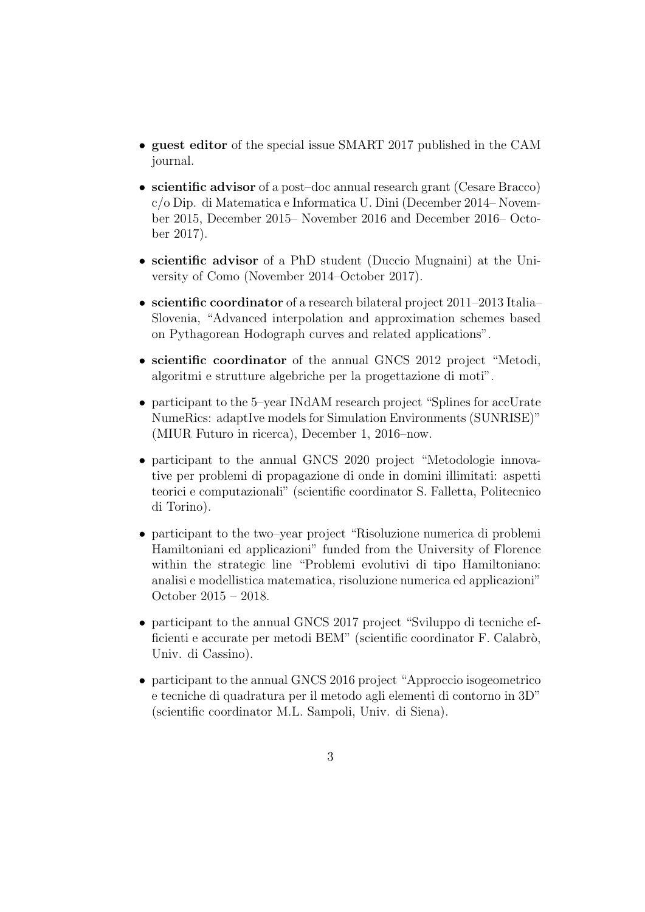- **guest editor** of the special issue SMART 2017 published in the CAM journal.

- **scientific advisor** of a post–doc annual research grant (Cesare Bracco) c/o Dip. di Matematica e Informatica U. Dini (December 2014– November 2015, December 2015– November 2016 and December 2016– October 2017).

- **scientific advisor** of a PhD student (Duccio Mugnaini) at the University of Como (November 2014–October 2017).

- **scientific coordinator** of a research bilateral project 2011–2013 Italia–Slovenia, "Advanced interpolation and approximation schemes based on Pythagorean Hodograph curves and related applications".

- **scientific coordinator** of the annual GNCS 2012 project "Metodi, algoritmi e strutture algebriche per la progettazione di moti".

- participant to the 5–year INdAM research project "Splines for accUrate NumeRics: adaptIve models for Simulation Environments (SUNRISE)" (MIUR Futuro in ricerca), December 1, 2016–now.

- participant to the annual GNCS 2020 project "Metodologie innovative per problemi di propagazione di onde in domini illimitati: aspetti teorici e computazionali" (scientific coordinator S. Falletta, Politecnico di Torino).

- participant to the two–year project "Risoluzione numerica di problemi Hamiltoniani ed applicazioni" funded from the University of Florence within the strategic line "Problemi evolutivi di tipo Hamiltoniano: analisi e modellistica matematica, risoluzione numerica ed applicazioni" October 2015 – 2018.

- participant to the annual GNCS 2017 project "Sviluppo di tecniche efficienti e accurate per metodi BEM" (scientific coordinator F. Calabrò, Univ. di Cassino).

- participant to the annual GNCS 2016 project "Approccio isogeometrico e tecniche di quadratura per il metodo agli elementi di contorno in 3D" (scientific coordinator M.L. Sampoli, Univ. di Siena).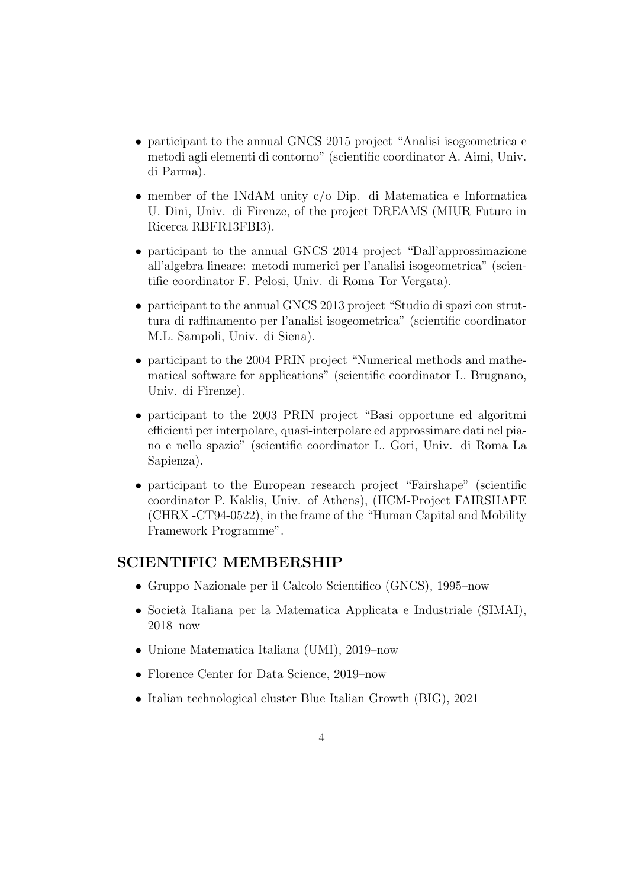- participant to the annual GNCS 2015 project "Analisi isogeometrica e metodi agli elementi di contorno" (scientific coordinator A. Aimi, Univ. di Parma).
- member of the INdAM unity c/o Dip. di Matematica e Informatica U. Dini, Univ. di Firenze, of the project DREAMS (MIUR Futuro in Ricerca RBFR13FBI3).
- participant to the annual GNCS 2014 project "Dall'approssimazione all'algebra lineare: metodi numerici per l'analisi isogeometrica" (scientific coordinator F. Pelosi, Univ. di Roma Tor Vergata).
- participant to the annual GNCS 2013 project "Studio di spazi con struttura di raffinamento per l'analisi isogeometrica" (scientific coordinator M.L. Sampoli, Univ. di Siena).
- participant to the 2004 PRIN project "Numerical methods and mathematical software for applications" (scientific coordinator L. Brugnano, Univ. di Firenze).
- participant to the 2003 PRIN project "Basi opportune ed algoritmi efficienti per interpolare, quasi-interpolare ed approssimare dati nel piano e nello spazio" (scientific coordinator L. Gori, Univ. di Roma La Sapienza).
- participant to the European research project "Fairshape" (scientific coordinator P. Kaklis, Univ. of Athens), (HCM-Project FAIRSHAPE (CHRX -CT94-0522), in the frame of the "Human Capital and Mobility Framework Programme".

## SCIENTIFIC MEMBERSHIP

- Gruppo Nazionale per il Calcolo Scientifico (GNCS), 1995–now
- Società Italiana per la Matematica Applicata e Industriale (SIMAI), 2018–now
- Unione Matematica Italiana (UMI), 2019–now
- Florence Center for Data Science, 2019–now
- Italian technological cluster Blue Italian Growth (BIG), 2021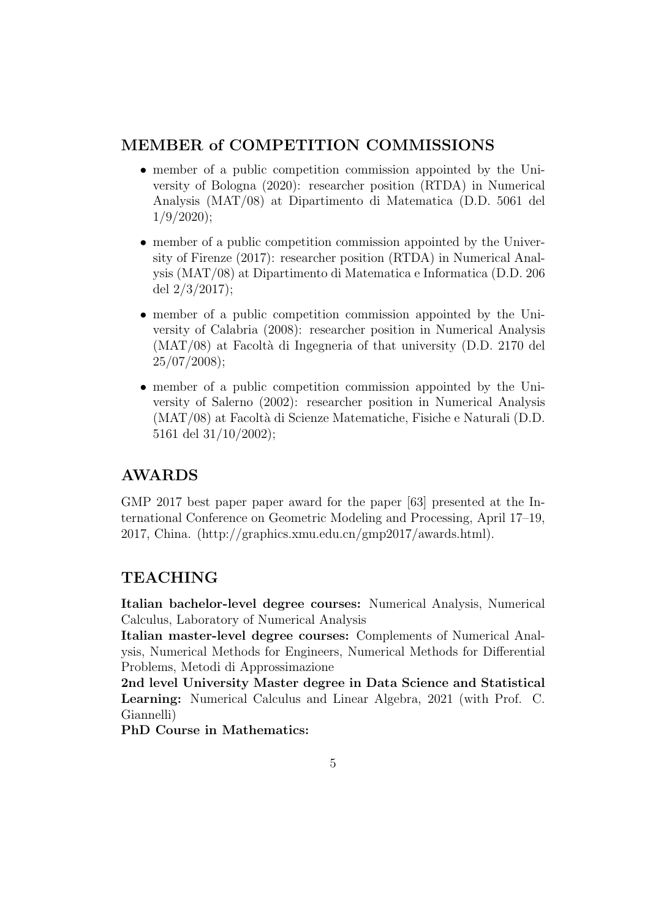## MEMBER of COMPETITION COMMISSIONS

- member of a public competition commission appointed by the University of Bologna (2020): researcher position (RTDA) in Numerical Analysis (MAT/08) at Dipartimento di Matematica (D.D. 5061 del 1/9/2020);
- member of a public competition commission appointed by the University of Firenze (2017): researcher position (RTDA) in Numerical Analysis (MAT/08) at Dipartimento di Matematica e Informatica (D.D. 206 del 2/3/2017);
- member of a public competition commission appointed by the University of Calabria (2008): researcher position in Numerical Analysis (MAT/08) at Facoltà di Ingegneria of that university (D.D. 2170 del 25/07/2008);
- member of a public competition commission appointed by the University of Salerno (2002): researcher position in Numerical Analysis (MAT/08) at Facoltà di Scienze Matematiche, Fisiche e Naturali (D.D. 5161 del 31/10/2002);

## AWARDS

GMP 2017 best paper paper award for the paper [63] presented at the International Conference on Geometric Modeling and Processing, April 17–19, 2017, China. (http://graphics.xmu.edu.cn/gmp2017/awards.html).

## TEACHING

**Italian bachelor-level degree courses:** Numerical Analysis, Numerical Calculus, Laboratory of Numerical Analysis
**Italian master-level degree courses:** Complements of Numerical Analysis, Numerical Methods for Engineers, Numerical Methods for Differential Problems, Metodi di Approssimazione
**2nd level University Master degree in Data Science and Statistical Learning:** Numerical Calculus and Linear Algebra, 2021 (with Prof. C. Giannelli)
**PhD Course in Mathematics:**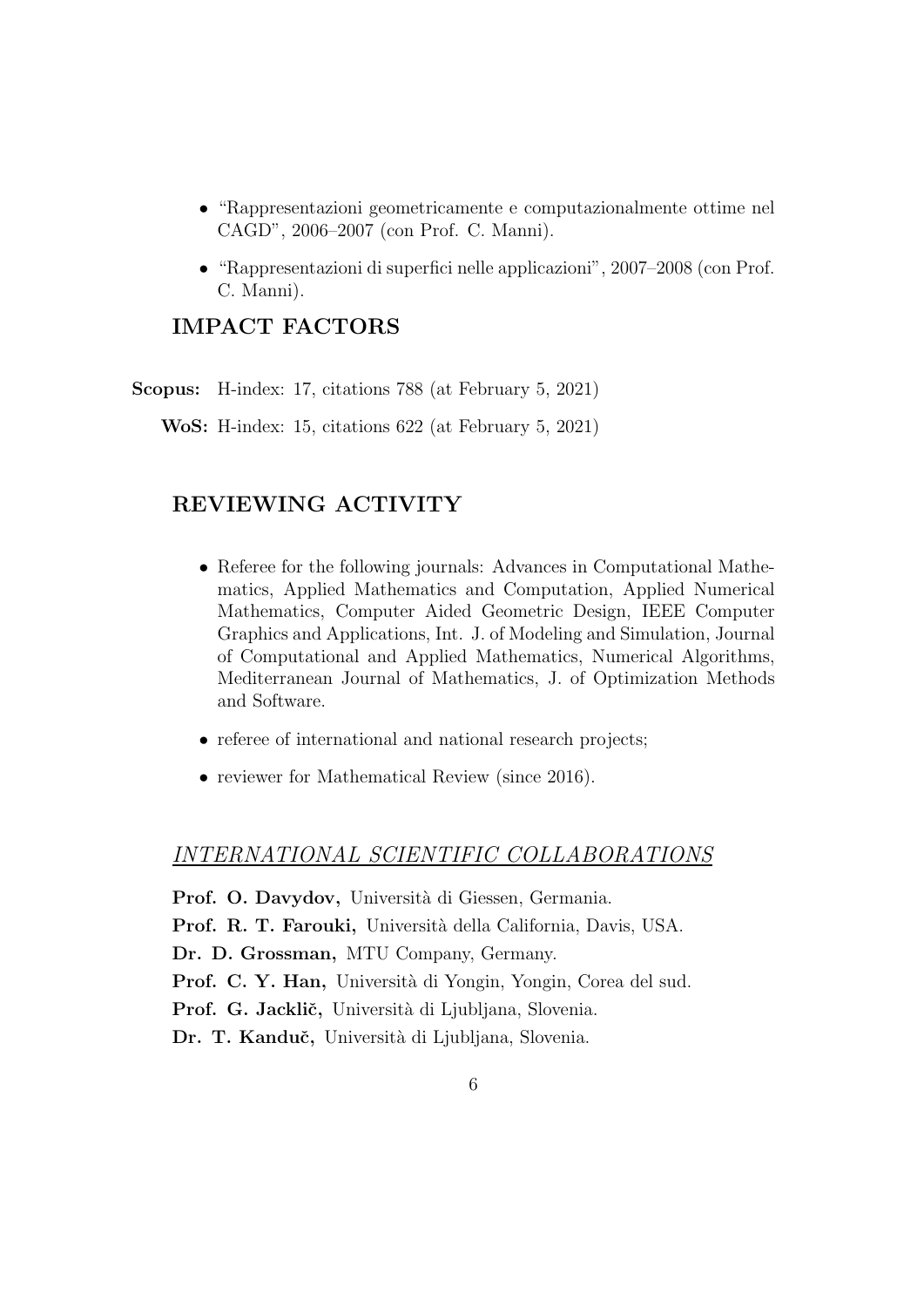- "Rappresentazioni geometricamente e computazionalmente ottime nel CAGD", 2006–2007 (con Prof. C. Manni).
- "Rappresentazioni di superfici nelle applicazioni", 2007–2008 (con Prof. C. Manni).

## IMPACT FACTORS

**Scopus:** H-index: 17, citations 788 (at February 5, 2021)

**WoS:** H-index: 15, citations 622 (at February 5, 2021)

## REVIEWING ACTIVITY

- Referee for the following journals: Advances in Computational Mathematics, Applied Mathematics and Computation, Applied Numerical Mathematics, Computer Aided Geometric Design, IEEE Computer Graphics and Applications, Int. J. of Modeling and Simulation, Journal of Computational and Applied Mathematics, Numerical Algorithms, Mediterranean Journal of Mathematics, J. of Optimization Methods and Software.
- referee of international and national research projects;
- reviewer for Mathematical Review (since 2016).

### *INTERNATIONAL SCIENTIFIC COLLABORATIONS*

**Prof. O. Davydov,** Università di Giessen, Germania.

**Prof. R. T. Farouki,** Università della California, Davis, USA.

**Dr. D. Grossman,** MTU Company, Germany.

**Prof. C. Y. Han,** Università di Yongin, Yongin, Corea del sud.

**Prof. G. Jacklič,** Università di Ljubljana, Slovenia.

**Dr. T. Kanduč,** Università di Ljubljana, Slovenia.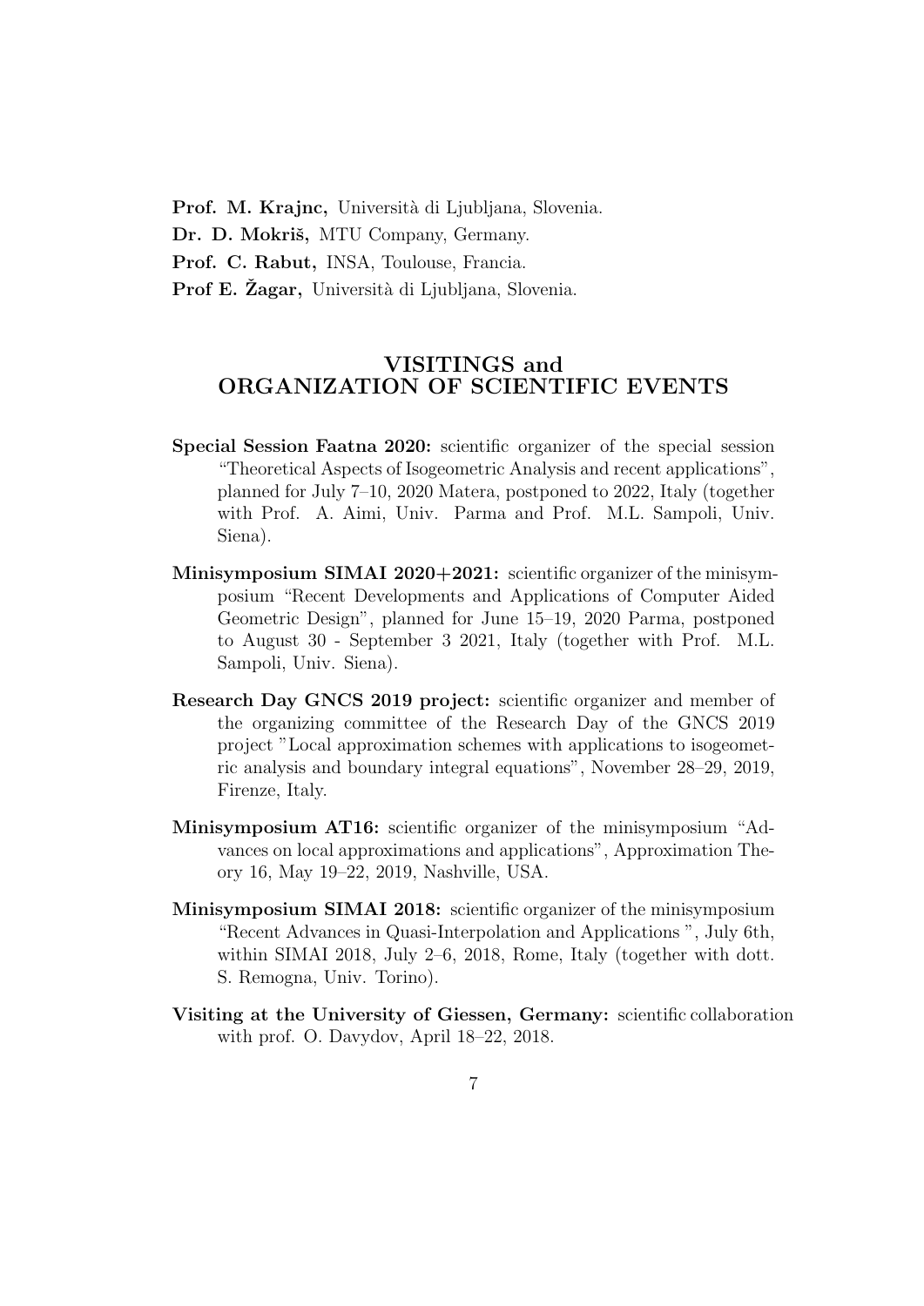**Prof. M. Krajnc,** Università di Ljubljana, Slovenia.

**Dr. D. Mokriš,** MTU Company, Germany.

**Prof. C. Rabut,** INSA, Toulouse, Francia.

**Prof E. Žagar,** Università di Ljubljana, Slovenia.

## VISITINGS and ORGANIZATION OF SCIENTIFIC EVENTS

**Special Session Faatna 2020:** scientific organizer of the special session "Theoretical Aspects of Isogeometric Analysis and recent applications", planned for July 7–10, 2020 Matera, postponed to 2022, Italy (together with Prof. A. Aimi, Univ. Parma and Prof. M.L. Sampoli, Univ. Siena).

**Minisymposium SIMAI 2020+2021:** scientific organizer of the minisymposium "Recent Developments and Applications of Computer Aided Geometric Design", planned for June 15–19, 2020 Parma, postponed to August 30 - September 3 2021, Italy (together with Prof. M.L. Sampoli, Univ. Siena).

**Research Day GNCS 2019 project:** scientific organizer and member of the organizing committee of the Research Day of the GNCS 2019 project "Local approximation schemes with applications to isogeometric analysis and boundary integral equations", November 28–29, 2019, Firenze, Italy.

**Minisymposium AT16:** scientific organizer of the minisymposium "Advances on local approximations and applications", Approximation Theory 16, May 19–22, 2019, Nashville, USA.

**Minisymposium SIMAI 2018:** scientific organizer of the minisymposium "Recent Advances in Quasi-Interpolation and Applications ", July 6th, within SIMAI 2018, July 2–6, 2018, Rome, Italy (together with dott. S. Remogna, Univ. Torino).

**Visiting at the University of Giessen, Germany:** scientific collaboration with prof. O. Davydov, April 18–22, 2018.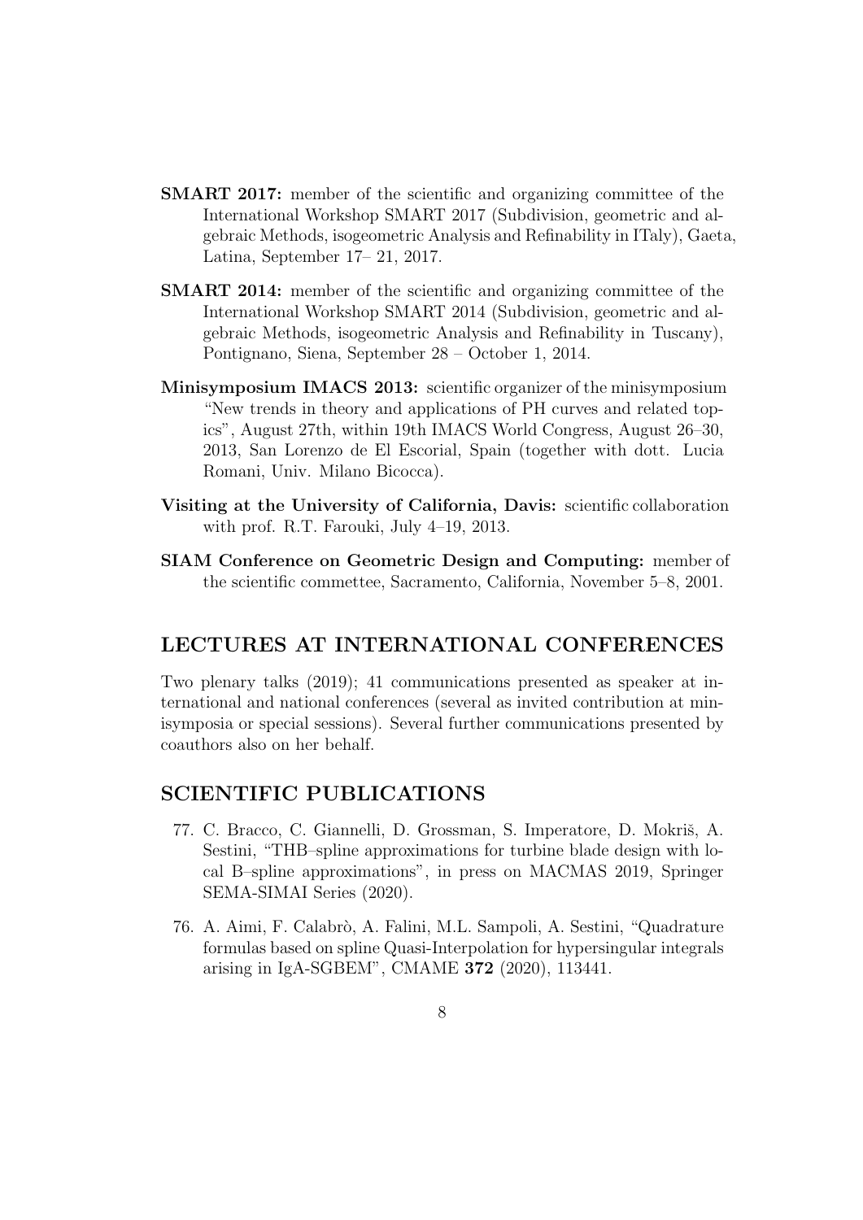**SMART 2017:** member of the scientific and organizing committee of the International Workshop SMART 2017 (Subdivision, geometric and algebraic Methods, isogeometric Analysis and Refinability in ITaly), Gaeta, Latina, September 17– 21, 2017.

**SMART 2014:** member of the scientific and organizing committee of the International Workshop SMART 2014 (Subdivision, geometric and algebraic Methods, isogeometric Analysis and Refinability in Tuscany), Pontignano, Siena, September 28 – October 1, 2014.

**Minisymposium IMACS 2013:** scientific organizer of the minisymposium "New trends in theory and applications of PH curves and related topics", August 27th, within 19th IMACS World Congress, August 26–30, 2013, San Lorenzo de El Escorial, Spain (together with dott. Lucia Romani, Univ. Milano Bicocca).

**Visiting at the University of California, Davis:** scientific collaboration with prof. R.T. Farouki, July 4–19, 2013.

**SIAM Conference on Geometric Design and Computing:** member of the scientific commettee, Sacramento, California, November 5–8, 2001.

## LECTURES AT INTERNATIONAL CONFERENCES

Two plenary talks (2019); 41 communications presented as speaker at international and national conferences (several as invited contribution at minisymposia or special sessions). Several further communications presented by coauthors also on her behalf.

## SCIENTIFIC PUBLICATIONS

77. C. Bracco, C. Giannelli, D. Grossman, S. Imperatore, D. Mokriš, A. Sestini, "THB–spline approximations for turbine blade design with local B–spline approximations", in press on MACMAS 2019, Springer SEMA-SIMAI Series (2020).

76. A. Aimi, F. Calabrò, A. Falini, M.L. Sampoli, A. Sestini, "Quadrature formulas based on spline Quasi-Interpolation for hypersingular integrals arising in IgA-SGBEM", CMAME **372** (2020), 113441.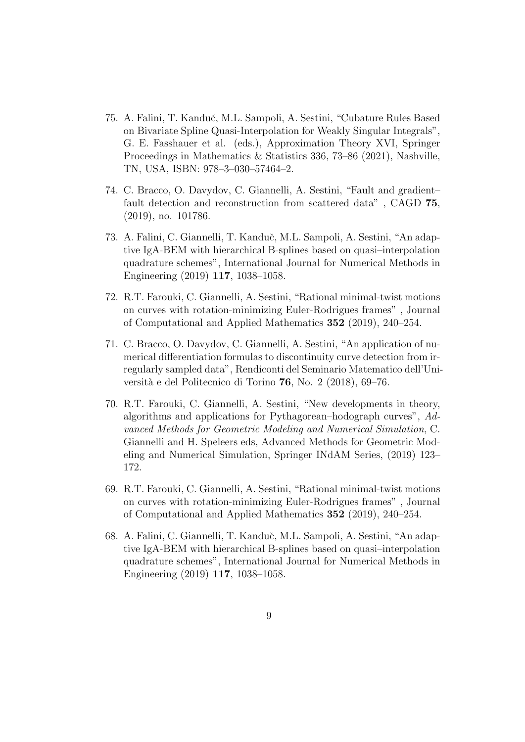75. A. Falini, T. Kanduč, M.L. Sampoli, A. Sestini, "Cubature Rules Based on Bivariate Spline Quasi-Interpolation for Weakly Singular Integrals", G. E. Fasshauer et al. (eds.), Approximation Theory XVI, Springer Proceedings in Mathematics & Statistics 336, 73–86 (2021), Nashville, TN, USA, ISBN: 978–3–030–57464–2.

74. C. Bracco, O. Davydov, C. Giannelli, A. Sestini, "Fault and gradient–fault detection and reconstruction from scattered data" , CAGD **75**, (2019), no. 101786.

73. A. Falini, C. Giannelli, T. Kanduč, M.L. Sampoli, A. Sestini, "An adaptive IgA-BEM with hierarchical B-splines based on quasi–interpolation quadrature schemes", International Journal for Numerical Methods in Engineering (2019) **117**, 1038–1058.

72. R.T. Farouki, C. Giannelli, A. Sestini, "Rational minimal-twist motions on curves with rotation-minimizing Euler-Rodrigues frames" , Journal of Computational and Applied Mathematics **352** (2019), 240–254.

71. C. Bracco, O. Davydov, C. Giannelli, A. Sestini, "An application of numerical differentiation formulas to discontinuity curve detection from irregularly sampled data", Rendiconti del Seminario Matematico dell'Università e del Politecnico di Torino **76**, No. 2 (2018), 69–76.

70. R.T. Farouki, C. Giannelli, A. Sestini, "New developments in theory, algorithms and applications for Pythagorean–hodograph curves", *Advanced Methods for Geometric Modeling and Numerical Simulation*, C. Giannelli and H. Speleers eds, Advanced Methods for Geometric Modeling and Numerical Simulation, Springer INdAM Series, (2019) 123–172.

69. R.T. Farouki, C. Giannelli, A. Sestini, "Rational minimal-twist motions on curves with rotation-minimizing Euler-Rodrigues frames" , Journal of Computational and Applied Mathematics **352** (2019), 240–254.

68. A. Falini, C. Giannelli, T. Kanduč, M.L. Sampoli, A. Sestini, "An adaptive IgA-BEM with hierarchical B-splines based on quasi–interpolation quadrature schemes", International Journal for Numerical Methods in Engineering (2019) **117**, 1038–1058.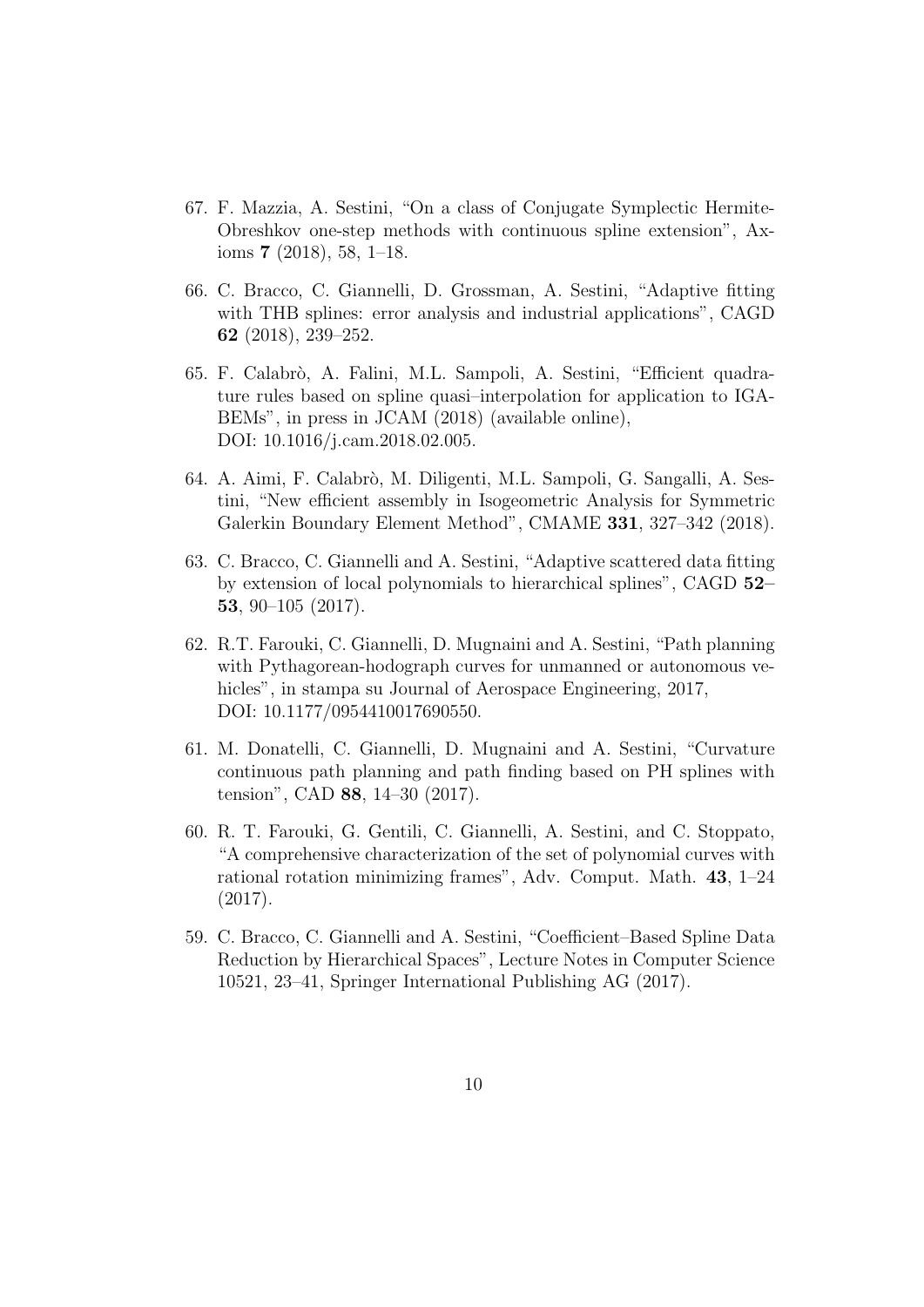67. F. Mazzia, A. Sestini, "On a class of Conjugate Symplectic Hermite-Obreshkov one-step methods with continuous spline extension", Axioms **7** (2018), 58, 1–18.

66. C. Bracco, C. Giannelli, D. Grossman, A. Sestini, "Adaptive fitting with THB splines: error analysis and industrial applications", CAGD **62** (2018), 239–252.

65. F. Calabrò, A. Falini, M.L. Sampoli, A. Sestini, "Efficient quadrature rules based on spline quasi–interpolation for application to IGA-BEMs", in press in JCAM (2018) (available online), DOI: 10.1016/j.cam.2018.02.005.

64. A. Aimi, F. Calabrò, M. Diligenti, M.L. Sampoli, G. Sangalli, A. Sestini, "New efficient assembly in Isogeometric Analysis for Symmetric Galerkin Boundary Element Method", CMAME **331**, 327–342 (2018).

63. C. Bracco, C. Giannelli and A. Sestini, "Adaptive scattered data fitting by extension of local polynomials to hierarchical splines", CAGD **52–53**, 90–105 (2017).

62. R.T. Farouki, C. Giannelli, D. Mugnaini and A. Sestini, "Path planning with Pythagorean-hodograph curves for unmanned or autonomous vehicles", in stampa su Journal of Aerospace Engineering, 2017, DOI: 10.1177/0954410017690550.

61. M. Donatelli, C. Giannelli, D. Mugnaini and A. Sestini, "Curvature continuous path planning and path finding based on PH splines with tension", CAD **88**, 14–30 (2017).

60. R. T. Farouki, G. Gentili, C. Giannelli, A. Sestini, and C. Stoppato, "A comprehensive characterization of the set of polynomial curves with rational rotation minimizing frames", Adv. Comput. Math. **43**, 1–24 (2017).

59. C. Bracco, C. Giannelli and A. Sestini, "Coefficient–Based Spline Data Reduction by Hierarchical Spaces", Lecture Notes in Computer Science 10521, 23–41, Springer International Publishing AG (2017).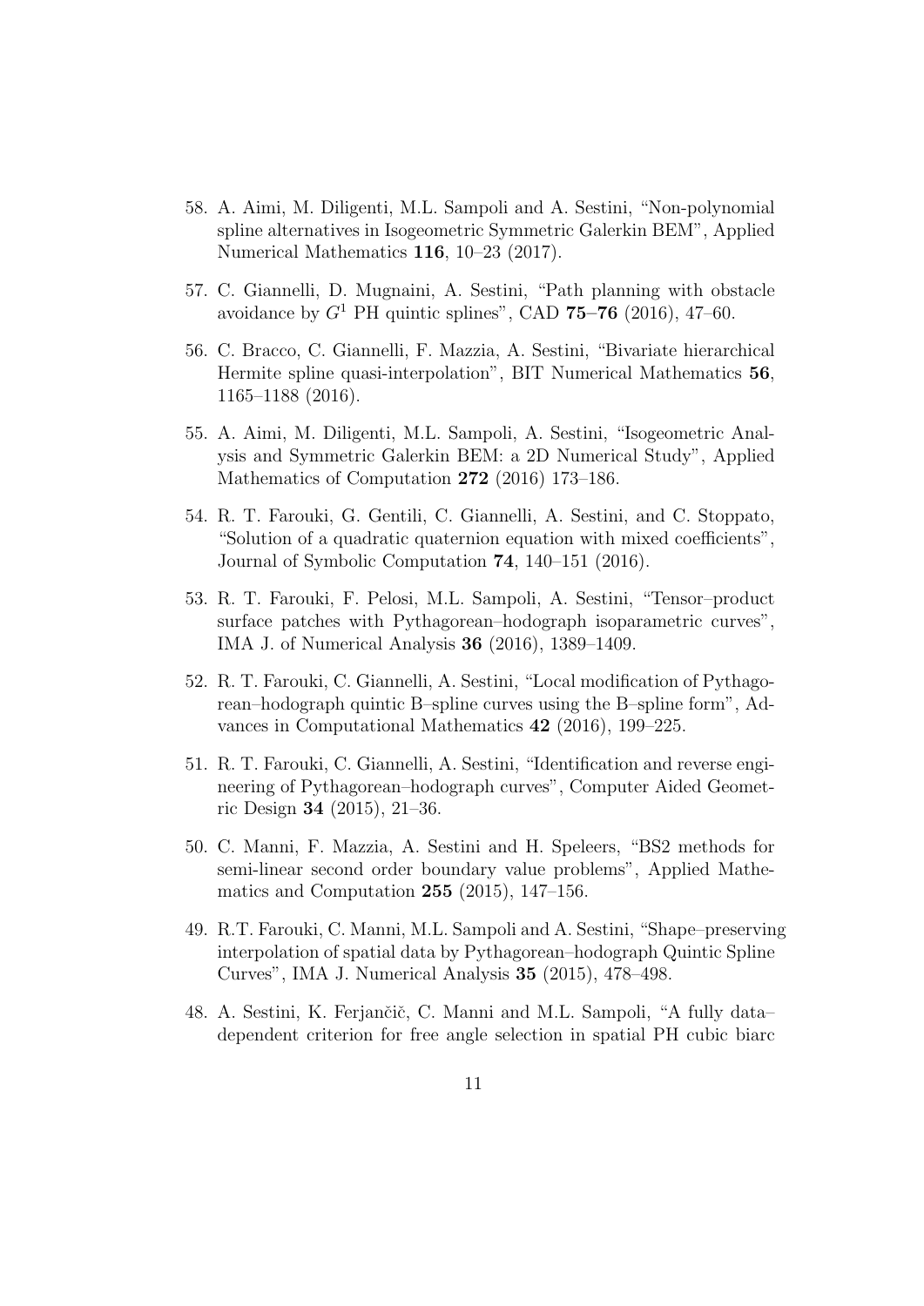58. A. Aimi, M. Diligenti, M.L. Sampoli and A. Sestini, "Non-polynomial spline alternatives in Isogeometric Symmetric Galerkin BEM", Applied Numerical Mathematics **116**, 10–23 (2017).

57. C. Giannelli, D. Mugnaini, A. Sestini, "Path planning with obstacle avoidance by $G^1$ PH quintic splines", CAD **75–76** (2016), 47–60.

56. C. Bracco, C. Giannelli, F. Mazzia, A. Sestini, "Bivariate hierarchical Hermite spline quasi-interpolation", BIT Numerical Mathematics **56**, 1165–1188 (2016).

55. A. Aimi, M. Diligenti, M.L. Sampoli, A. Sestini, "Isogeometric Analysis and Symmetric Galerkin BEM: a 2D Numerical Study", Applied Mathematics of Computation **272** (2016) 173–186.

54. R. T. Farouki, G. Gentili, C. Giannelli, A. Sestini, and C. Stoppato, "Solution of a quadratic quaternion equation with mixed coefficients", Journal of Symbolic Computation **74**, 140–151 (2016).

53. R. T. Farouki, F. Pelosi, M.L. Sampoli, A. Sestini, "Tensor–product surface patches with Pythagorean–hodograph isoparametric curves", IMA J. of Numerical Analysis **36** (2016), 1389–1409.

52. R. T. Farouki, C. Giannelli, A. Sestini, "Local modification of Pythagorean–hodograph quintic B–spline curves using the B–spline form", Advances in Computational Mathematics **42** (2016), 199–225.

51. R. T. Farouki, C. Giannelli, A. Sestini, "Identification and reverse engineering of Pythagorean–hodograph curves", Computer Aided Geometric Design **34** (2015), 21–36.

50. C. Manni, F. Mazzia, A. Sestini and H. Speleers, "BS2 methods for semi-linear second order boundary value problems", Applied Mathematics and Computation **255** (2015), 147–156.

49. R.T. Farouki, C. Manni, M.L. Sampoli and A. Sestini, "Shape–preserving interpolation of spatial data by Pythagorean–hodograph Quintic Spline Curves", IMA J. Numerical Analysis **35** (2015), 478–498.

48. A. Sestini, K. Ferjančič, C. Manni and M.L. Sampoli, "A fully data–dependent criterion for free angle selection in spatial PH cubic biarc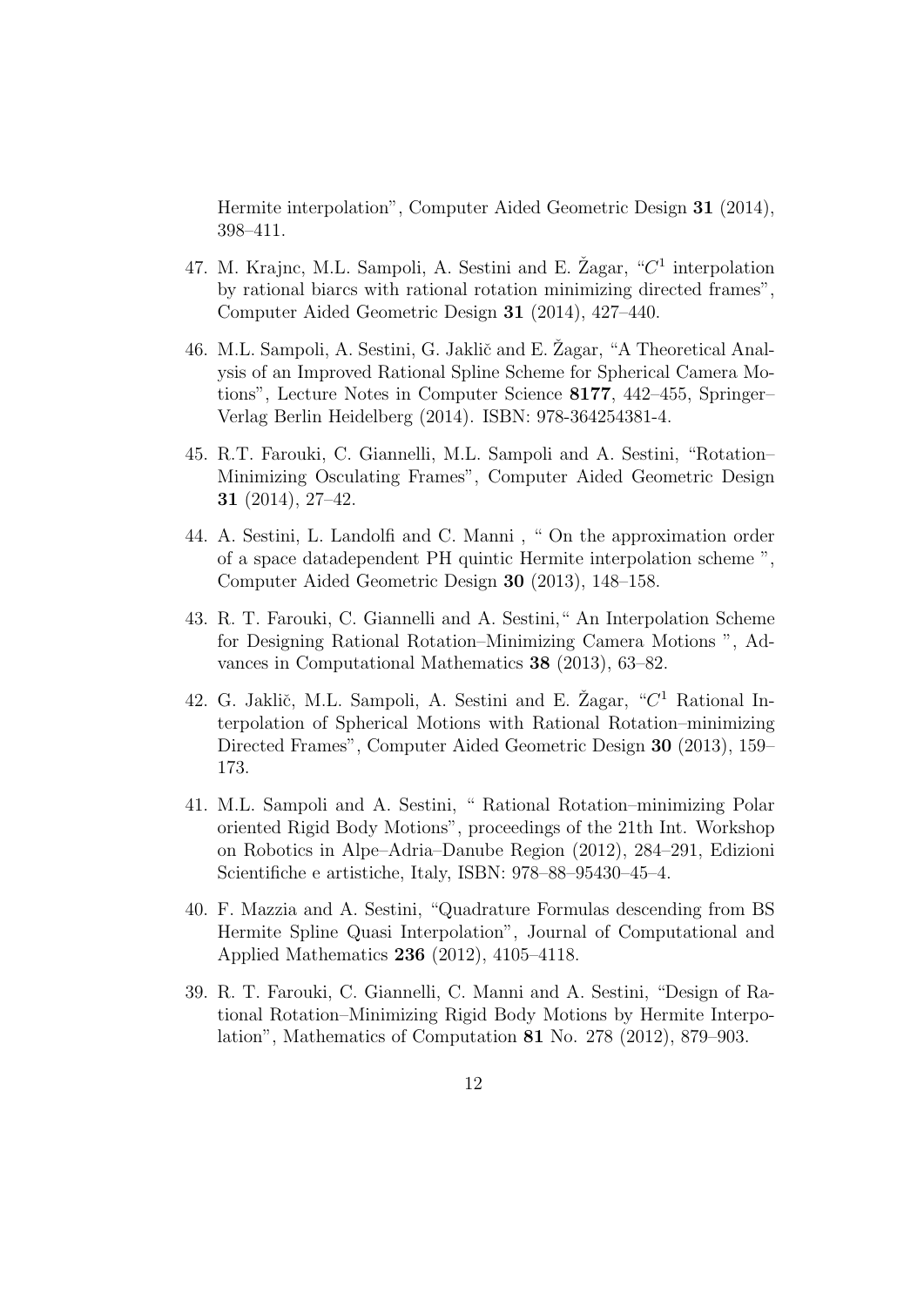Hermite interpolation", Computer Aided Geometric Design **31** (2014), 398–411.

47. M. Krajnc, M.L. Sampoli, A. Sestini and E. Žagar, "$C^1$ interpolation by rational biarcs with rational rotation minimizing directed frames", Computer Aided Geometric Design **31** (2014), 427–440.

46. M.L. Sampoli, A. Sestini, G. Jaklič and E. Žagar, "A Theoretical Analysis of an Improved Rational Spline Scheme for Spherical Camera Motions", Lecture Notes in Computer Science **8177**, 442–455, Springer–Verlag Berlin Heidelberg (2014). ISBN: 978-364254381-4.

45. R.T. Farouki, C. Giannelli, M.L. Sampoli and A. Sestini, "Rotation–Minimizing Osculating Frames", Computer Aided Geometric Design **31** (2014), 27–42.

44. A. Sestini, L. Landolfi and C. Manni , " On the approximation order of a space datadependent PH quintic Hermite interpolation scheme ", Computer Aided Geometric Design **30** (2013), 148–158.

43. R. T. Farouki, C. Giannelli and A. Sestini," An Interpolation Scheme for Designing Rational Rotation–Minimizing Camera Motions ", Advances in Computational Mathematics **38** (2013), 63–82.

42. G. Jaklič, M.L. Sampoli, A. Sestini and E. Žagar, "$C^1$ Rational Interpolation of Spherical Motions with Rational Rotation–minimizing Directed Frames", Computer Aided Geometric Design **30** (2013), 159–173.

41. M.L. Sampoli and A. Sestini, " Rational Rotation–minimizing Polar oriented Rigid Body Motions", proceedings of the 21th Int. Workshop on Robotics in Alpe–Adria–Danube Region (2012), 284–291, Edizioni Scientifiche e artistiche, Italy, ISBN: 978–88–95430–45–4.

40. F. Mazzia and A. Sestini, "Quadrature Formulas descending from BS Hermite Spline Quasi Interpolation", Journal of Computational and Applied Mathematics **236** (2012), 4105–4118.

39. R. T. Farouki, C. Giannelli, C. Manni and A. Sestini, "Design of Rational Rotation–Minimizing Rigid Body Motions by Hermite Interpolation", Mathematics of Computation **81** No. 278 (2012), 879–903.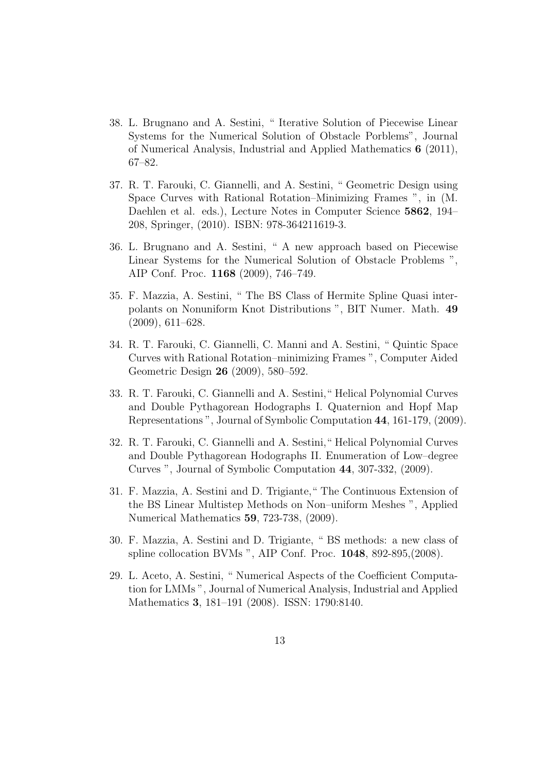38. L. Brugnano and A. Sestini, " Iterative Solution of Piecewise Linear Systems for the Numerical Solution of Obstacle Porblems", Journal of Numerical Analysis, Industrial and Applied Mathematics **6** (2011), 67–82.

37. R. T. Farouki, C. Giannelli, and A. Sestini, " Geometric Design using Space Curves with Rational Rotation–Minimizing Frames ", in (M. Daehlen et al. eds.), Lecture Notes in Computer Science **5862**, 194–208, Springer, (2010). ISBN: 978-364211619-3.

36. L. Brugnano and A. Sestini, " A new approach based on Piecewise Linear Systems for the Numerical Solution of Obstacle Problems ", AIP Conf. Proc. **1168** (2009), 746–749.

35. F. Mazzia, A. Sestini, " The BS Class of Hermite Spline Quasi interpolants on Nonuniform Knot Distributions ", BIT Numer. Math. **49** (2009), 611–628.

34. R. T. Farouki, C. Giannelli, C. Manni and A. Sestini, " Quintic Space Curves with Rational Rotation–minimizing Frames ", Computer Aided Geometric Design **26** (2009), 580–592.

33. R. T. Farouki, C. Giannelli and A. Sestini," Helical Polynomial Curves and Double Pythagorean Hodographs I. Quaternion and Hopf Map Representations ", Journal of Symbolic Computation **44**, 161-179, (2009).

32. R. T. Farouki, C. Giannelli and A. Sestini," Helical Polynomial Curves and Double Pythagorean Hodographs II. Enumeration of Low–degree Curves ", Journal of Symbolic Computation **44**, 307-332, (2009).

31. F. Mazzia, A. Sestini and D. Trigiante," The Continuous Extension of the BS Linear Multistep Methods on Non–uniform Meshes ", Applied Numerical Mathematics **59**, 723-738, (2009).

30. F. Mazzia, A. Sestini and D. Trigiante, " BS methods: a new class of spline collocation BVMs ", AIP Conf. Proc. **1048**, 892-895,(2008).

29. L. Aceto, A. Sestini, " Numerical Aspects of the Coefficient Computation for LMMs ", Journal of Numerical Analysis, Industrial and Applied Mathematics **3**, 181–191 (2008). ISSN: 1790:8140.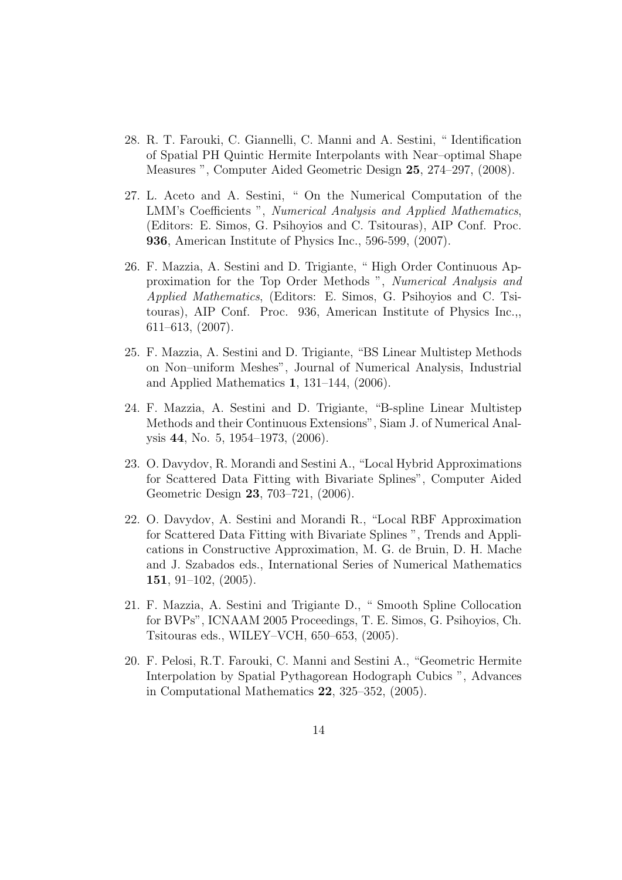28. R. T. Farouki, C. Giannelli, C. Manni and A. Sestini, " Identification of Spatial PH Quintic Hermite Interpolants with Near–optimal Shape Measures ", Computer Aided Geometric Design **25**, 274–297, (2008).

27. L. Aceto and A. Sestini, " On the Numerical Computation of the LMM's Coefficients ", *Numerical Analysis and Applied Mathematics*, (Editors: E. Simos, G. Psihoyios and C. Tsitouras), AIP Conf. Proc. **936**, American Institute of Physics Inc., 596-599, (2007).

26. F. Mazzia, A. Sestini and D. Trigiante, " High Order Continuous Approximation for the Top Order Methods ", *Numerical Analysis and Applied Mathematics*, (Editors: E. Simos, G. Psihoyios and C. Tsitouras), AIP Conf. Proc. 936, American Institute of Physics Inc.,, 611–613, (2007).

25. F. Mazzia, A. Sestini and D. Trigiante, "BS Linear Multistep Methods on Non–uniform Meshes", Journal of Numerical Analysis, Industrial and Applied Mathematics **1**, 131–144, (2006).

24. F. Mazzia, A. Sestini and D. Trigiante, "B-spline Linear Multistep Methods and their Continuous Extensions", Siam J. of Numerical Analysis **44**, No. 5, 1954–1973, (2006).

23. O. Davydov, R. Morandi and Sestini A., "Local Hybrid Approximations for Scattered Data Fitting with Bivariate Splines", Computer Aided Geometric Design **23**, 703–721, (2006).

22. O. Davydov, A. Sestini and Morandi R., "Local RBF Approximation for Scattered Data Fitting with Bivariate Splines ", Trends and Applications in Constructive Approximation, M. G. de Bruin, D. H. Mache and J. Szabados eds., International Series of Numerical Mathematics **151**, 91–102, (2005).

21. F. Mazzia, A. Sestini and Trigiante D., " Smooth Spline Collocation for BVPs", ICNAAM 2005 Proceedings, T. E. Simos, G. Psihoyios, Ch. Tsitouras eds., WILEY–VCH, 650–653, (2005).

20. F. Pelosi, R.T. Farouki, C. Manni and Sestini A., "Geometric Hermite Interpolation by Spatial Pythagorean Hodograph Cubics ", Advances in Computational Mathematics **22**, 325–352, (2005).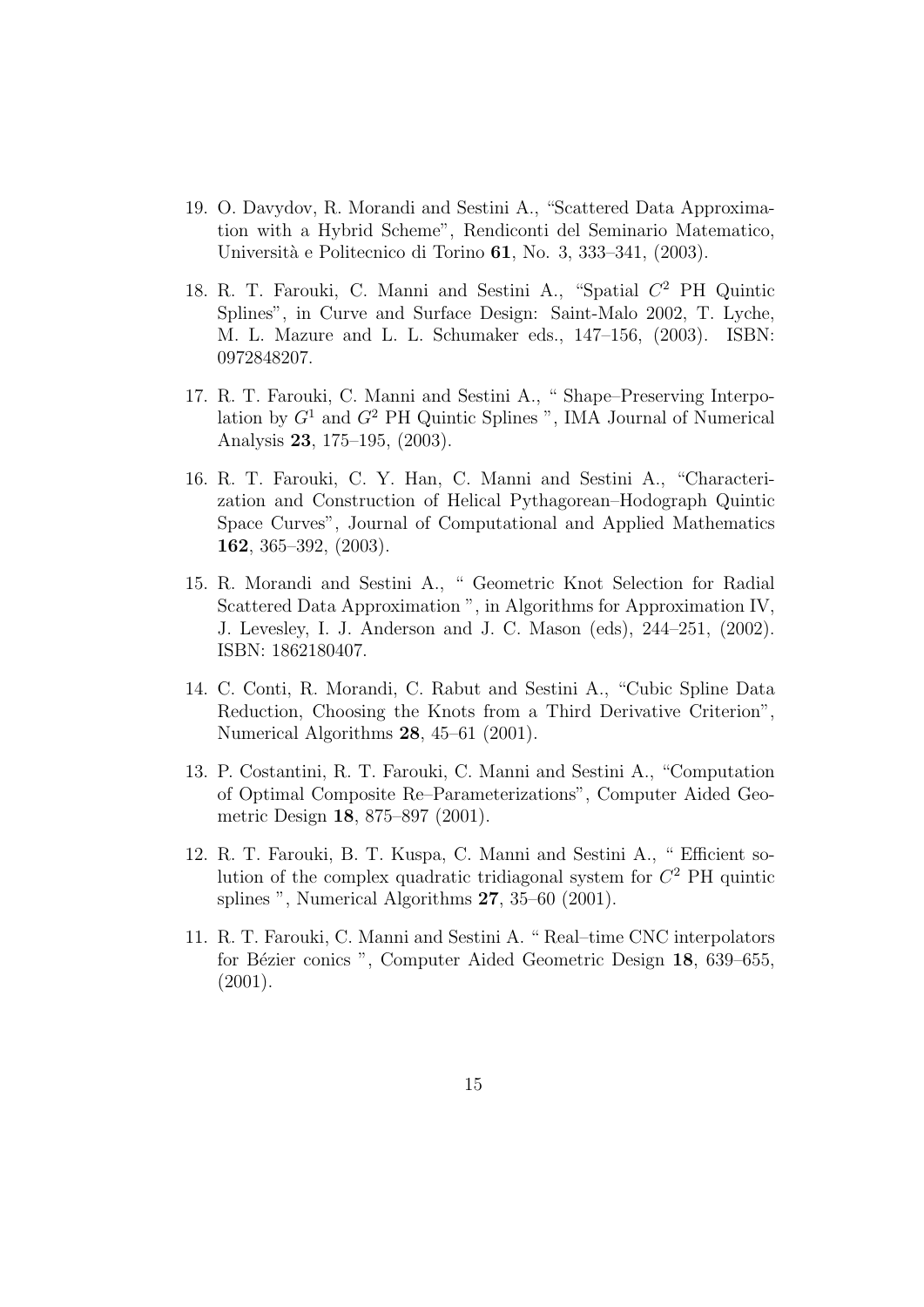19. O. Davydov, R. Morandi and Sestini A., "Scattered Data Approximation with a Hybrid Scheme", Rendiconti del Seminario Matematico, Università e Politecnico di Torino **61**, No. 3, 333–341, (2003).

18. R. T. Farouki, C. Manni and Sestini A., "Spatial $C^2$ PH Quintic Splines", in Curve and Surface Design: Saint-Malo 2002, T. Lyche, M. L. Mazure and L. L. Schumaker eds., 147–156, (2003). ISBN: 0972848207.

17. R. T. Farouki, C. Manni and Sestini A., " Shape–Preserving Interpolation by $G^1$ and $G^2$ PH Quintic Splines ", IMA Journal of Numerical Analysis **23**, 175–195, (2003).

16. R. T. Farouki, C. Y. Han, C. Manni and Sestini A., "Characterization and Construction of Helical Pythagorean–Hodograph Quintic Space Curves", Journal of Computational and Applied Mathematics **162**, 365–392, (2003).

15. R. Morandi and Sestini A., " Geometric Knot Selection for Radial Scattered Data Approximation ", in Algorithms for Approximation IV, J. Levesley, I. J. Anderson and J. C. Mason (eds), 244–251, (2002). ISBN: 1862180407.

14. C. Conti, R. Morandi, C. Rabut and Sestini A., "Cubic Spline Data Reduction, Choosing the Knots from a Third Derivative Criterion", Numerical Algorithms **28**, 45–61 (2001).

13. P. Costantini, R. T. Farouki, C. Manni and Sestini A., "Computation of Optimal Composite Re–Parameterizations", Computer Aided Geometric Design **18**, 875–897 (2001).

12. R. T. Farouki, B. T. Kuspa, C. Manni and Sestini A., " Efficient solution of the complex quadratic tridiagonal system for $C^2$ PH quintic splines ", Numerical Algorithms **27**, 35–60 (2001).

11. R. T. Farouki, C. Manni and Sestini A. " Real–time CNC interpolators for Bézier conics ", Computer Aided Geometric Design **18**, 639–655, (2001).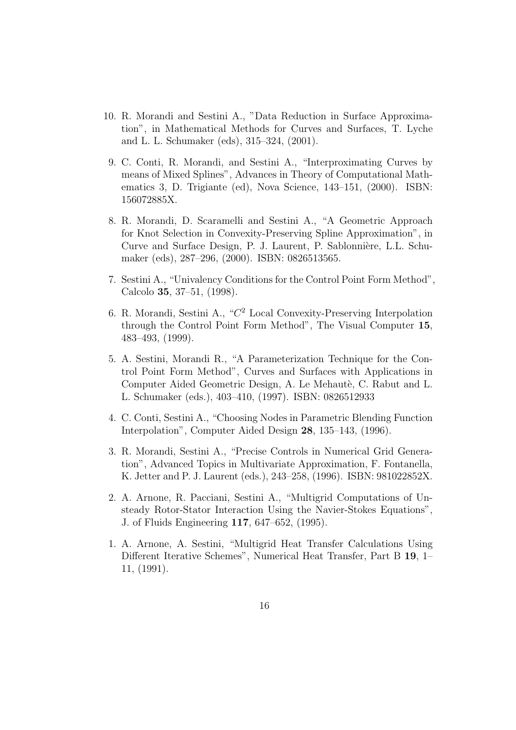10. R. Morandi and Sestini A., "Data Reduction in Surface Approximation", in Mathematical Methods for Curves and Surfaces, T. Lyche and L. L. Schumaker (eds), 315–324, (2001).

9. C. Conti, R. Morandi, and Sestini A., "Interproximating Curves by means of Mixed Splines", Advances in Theory of Computational Mathematics 3, D. Trigiante (ed), Nova Science, 143–151, (2000). ISBN: 156072885X.

8. R. Morandi, D. Scaramelli and Sestini A., "A Geometric Approach for Knot Selection in Convexity-Preserving Spline Approximation", in Curve and Surface Design, P. J. Laurent, P. Sablonnière, L.L. Schumaker (eds), 287–296, (2000). ISBN: 0826513565.

7. Sestini A., "Univalency Conditions for the Control Point Form Method", Calcolo **35**, 37–51, (1998).

6. R. Morandi, Sestini A., "$C^2$ Local Convexity-Preserving Interpolation through the Control Point Form Method", The Visual Computer **15**, 483–493, (1999).

5. A. Sestini, Morandi R., "A Parameterization Technique for the Control Point Form Method", Curves and Surfaces with Applications in Computer Aided Geometric Design, A. Le Mehautè, C. Rabut and L. L. Schumaker (eds.), 403–410, (1997). ISBN: 0826512933

4. C. Conti, Sestini A., "Choosing Nodes in Parametric Blending Function Interpolation", Computer Aided Design **28**, 135–143, (1996).

3. R. Morandi, Sestini A., "Precise Controls in Numerical Grid Generation", Advanced Topics in Multivariate Approximation, F. Fontanella, K. Jetter and P. J. Laurent (eds.), 243–258, (1996). ISBN: 981022852X.

2. A. Arnone, R. Pacciani, Sestini A., "Multigrid Computations of Unsteady Rotor-Stator Interaction Using the Navier-Stokes Equations", J. of Fluids Engineering **117**, 647–652, (1995).

1. A. Arnone, A. Sestini, "Multigrid Heat Transfer Calculations Using Different Iterative Schemes", Numerical Heat Transfer, Part B **19**, 1–11, (1991).